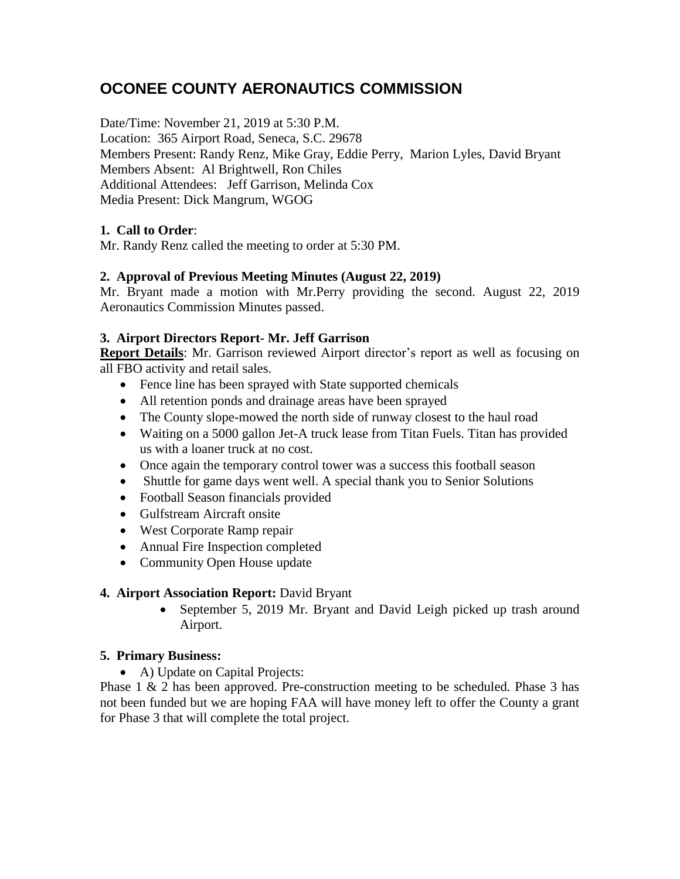# OCONEE COUNTY AERONAUTICS COMMISSION

Date/Time: November 21, 2019 at 5:30 P.M.
Location: 365 Airport Road, Seneca, S.C. 29678
Members Present: Randy Renz, Mike Gray, Eddie Perry, Marion Lyles, David Bryant
Members Absent: Al Brightwell, Ron Chiles
Additional Attendees: Jeff Garrison, Melinda Cox
Media Present: Dick Mangrum, WGOG

**1. Call to Order**:
Mr. Randy Renz called the meeting to order at 5:30 PM.

**2. Approval of Previous Meeting Minutes (August 22, 2019)**
Mr. Bryant made a motion with Mr.Perry providing the second. August 22, 2019 Aeronautics Commission Minutes passed.

**3. Airport Directors Report- Mr. Jeff Garrison**
**Report Details**: Mr. Garrison reviewed Airport director's report as well as focusing on all FBO activity and retail sales.

- Fence line has been sprayed with State supported chemicals
- All retention ponds and drainage areas have been sprayed
- The County slope-mowed the north side of runway closest to the haul road
- Waiting on a 5000 gallon Jet-A truck lease from Titan Fuels. Titan has provided us with a loaner truck at no cost.
- Once again the temporary control tower was a success this football season
- Shuttle for game days went well. A special thank you to Senior Solutions
- Football Season financials provided
- Gulfstream Aircraft onsite
- West Corporate Ramp repair
- Annual Fire Inspection completed
- Community Open House update

**4. Airport Association Report:** David Bryant

- September 5, 2019 Mr. Bryant and David Leigh picked up trash around Airport.

**5. Primary Business:**

- A) Update on Capital Projects:

Phase 1 & 2 has been approved. Pre-construction meeting to be scheduled. Phase 3 has not been funded but we are hoping FAA will have money left to offer the County a grant for Phase 3 that will complete the total project.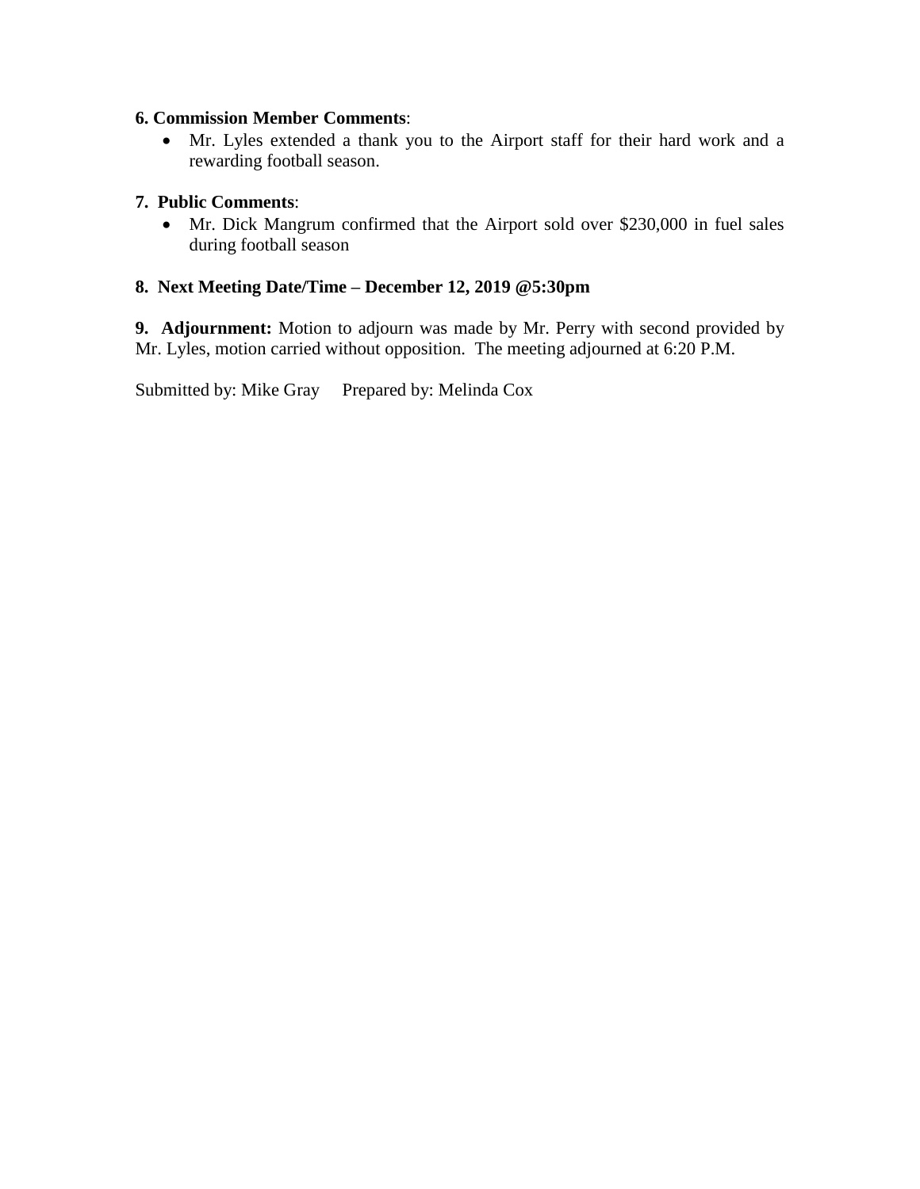**6. Commission Member Comments**:

- Mr. Lyles extended a thank you to the Airport staff for their hard work and a rewarding football season.

**7. Public Comments**:

- Mr. Dick Mangrum confirmed that the Airport sold over $230,000 in fuel sales during football season

**8. Next Meeting Date/Time – December 12, 2019 @5:30pm**

**9. Adjournment:** Motion to adjourn was made by Mr. Perry with second provided by Mr. Lyles, motion carried without opposition. The meeting adjourned at 6:20 P.M.

Submitted by: Mike Gray Prepared by: Melinda Cox